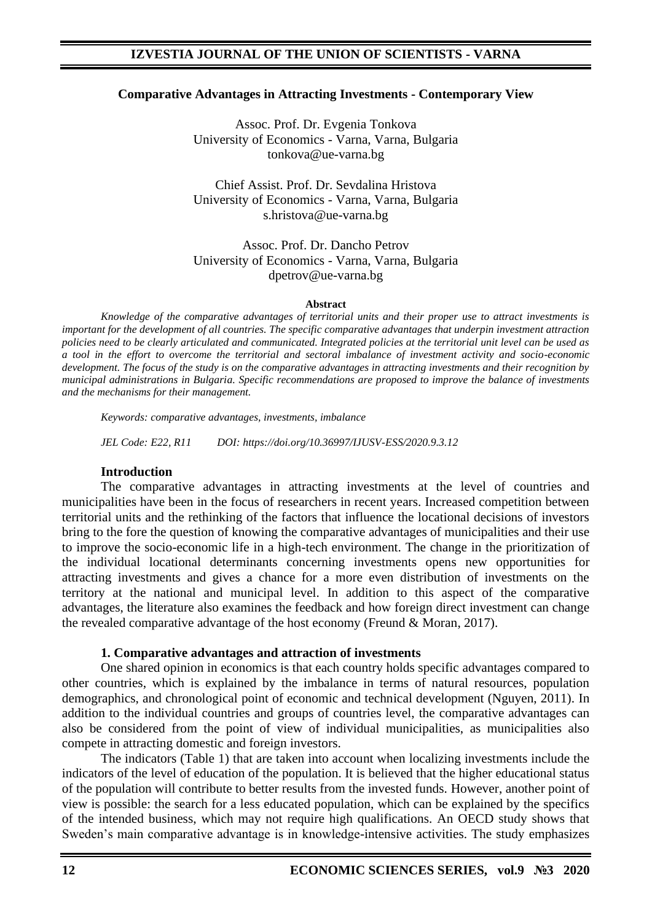# Comparative Advantages in Attracting Investments - Contemporary View

Assoc. Prof. Dr. Evgenia Tonkova
University of Economics - Varna, Varna, Bulgaria
tonkova@ue-varna.bg

Chief Assist. Prof. Dr. Sevdalina Hristova
University of Economics - Varna, Varna, Bulgaria
s.hristova@ue-varna.bg

Assoc. Prof. Dr. Dancho Petrov
University of Economics - Varna, Varna, Bulgaria
dpetrov@ue-varna.bg

**Abstract**

*Knowledge of the comparative advantages of territorial units and their proper use to attract investments is important for the development of all countries. The specific comparative advantages that underpin investment attraction policies need to be clearly articulated and communicated. Integrated policies at the territorial unit level can be used as a tool in the effort to overcome the territorial and sectoral imbalance of investment activity and socio-economic development. The focus of the study is on the comparative advantages in attracting investments and their recognition by municipal administrations in Bulgaria. Specific recommendations are proposed to improve the balance of investments and the mechanisms for their management.*

*Keywords: comparative advantages, investments, imbalance*

*JEL Code: E22, R11 DOI: https://doi.org/10.36997/IJUSV-ESS/2020.9.3.12*

## Introduction

The comparative advantages in attracting investments at the level of countries and municipalities have been in the focus of researchers in recent years. Increased competition between territorial units and the rethinking of the factors that influence the locational decisions of investors bring to the fore the question of knowing the comparative advantages of municipalities and their use to improve the socio-economic life in a high-tech environment. The change in the prioritization of the individual locational determinants concerning investments opens new opportunities for attracting investments and gives a chance for a more even distribution of investments on the territory at the national and municipal level. In addition to this aspect of the comparative advantages, the literature also examines the feedback and how foreign direct investment can change the revealed comparative advantage of the host economy (Freund & Moran, 2017).

## 1. Comparative advantages and attraction of investments

One shared opinion in economics is that each country holds specific advantages compared to other countries, which is explained by the imbalance in terms of natural resources, population demographics, and chronological point of economic and technical development (Nguyen, 2011). In addition to the individual countries and groups of countries level, the comparative advantages can also be considered from the point of view of individual municipalities, as municipalities also compete in attracting domestic and foreign investors.

The indicators (Table 1) that are taken into account when localizing investments include the indicators of the level of education of the population. It is believed that the higher educational status of the population will contribute to better results from the invested funds. However, another point of view is possible: the search for a less educated population, which can be explained by the specifics of the intended business, which may not require high qualifications. An OECD study shows that Sweden's main comparative advantage is in knowledge-intensive activities. The study emphasizes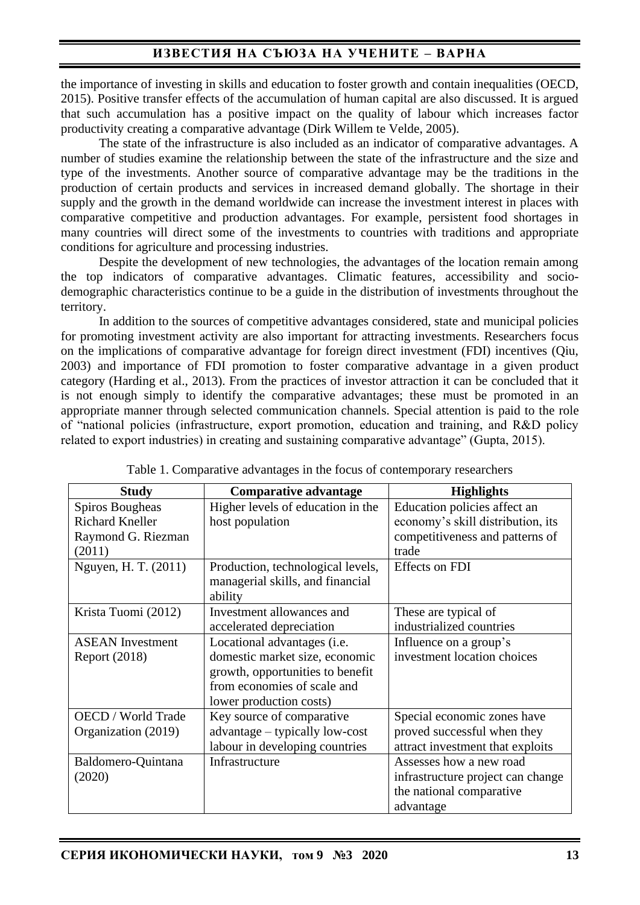the importance of investing in skills and education to foster growth and contain inequalities (OECD, 2015). Positive transfer effects of the accumulation of human capital are also discussed. It is argued that such accumulation has a positive impact on the quality of labour which increases factor productivity creating a comparative advantage (Dirk Willem te Velde, 2005).

The state of the infrastructure is also included as an indicator of comparative advantages. A number of studies examine the relationship between the state of the infrastructure and the size and type of the investments. Another source of comparative advantage may be the traditions in the production of certain products and services in increased demand globally. The shortage in their supply and the growth in the demand worldwide can increase the investment interest in places with comparative competitive and production advantages. For example, persistent food shortages in many countries will direct some of the investments to countries with traditions and appropriate conditions for agriculture and processing industries.

Despite the development of new technologies, the advantages of the location remain among the top indicators of comparative advantages. Climatic features, accessibility and socio-demographic characteristics continue to be a guide in the distribution of investments throughout the territory.

In addition to the sources of competitive advantages considered, state and municipal policies for promoting investment activity are also important for attracting investments. Researchers focus on the implications of comparative advantage for foreign direct investment (FDI) incentives (Qiu, 2003) and importance of FDI promotion to foster comparative advantage in a given product category (Harding et al., 2013). From the practices of investor attraction it can be concluded that it is not enough simply to identify the comparative advantages; these must be promoted in an appropriate manner through selected communication channels. Special attention is paid to the role of "national policies (infrastructure, export promotion, education and training, and R&D policy related to export industries) in creating and sustaining comparative advantage" (Gupta, 2015).

Table 1. Comparative advantages in the focus of contemporary researchers

| Study | Comparative advantage | Highlights |
|---|---|---|
| Spiros Bougheas Richard Kneller Raymond G. Riezman (2011) | Higher levels of education in the host population | Education policies affect an economy's skill distribution, its competitiveness and patterns of trade |
| Nguyen, H. T. (2011) | Production, technological levels, managerial skills, and financial ability | Effects on FDI |
| Krista Tuomi (2012) | Investment allowances and accelerated depreciation | These are typical of industrialized countries |
| ASEAN Investment Report (2018) | Locational advantages (i.e. domestic market size, economic growth, opportunities to benefit from economies of scale and lower production costs) | Influence on a group's investment location choices |
| OECD / World Trade Organization (2019) | Key source of comparative advantage – typically low-cost labour in developing countries | Special economic zones have proved successful when they attract investment that exploits |
| Baldomero-Quintana (2020) | Infrastructure | Assesses how a new road infrastructure project can change the national comparative advantage |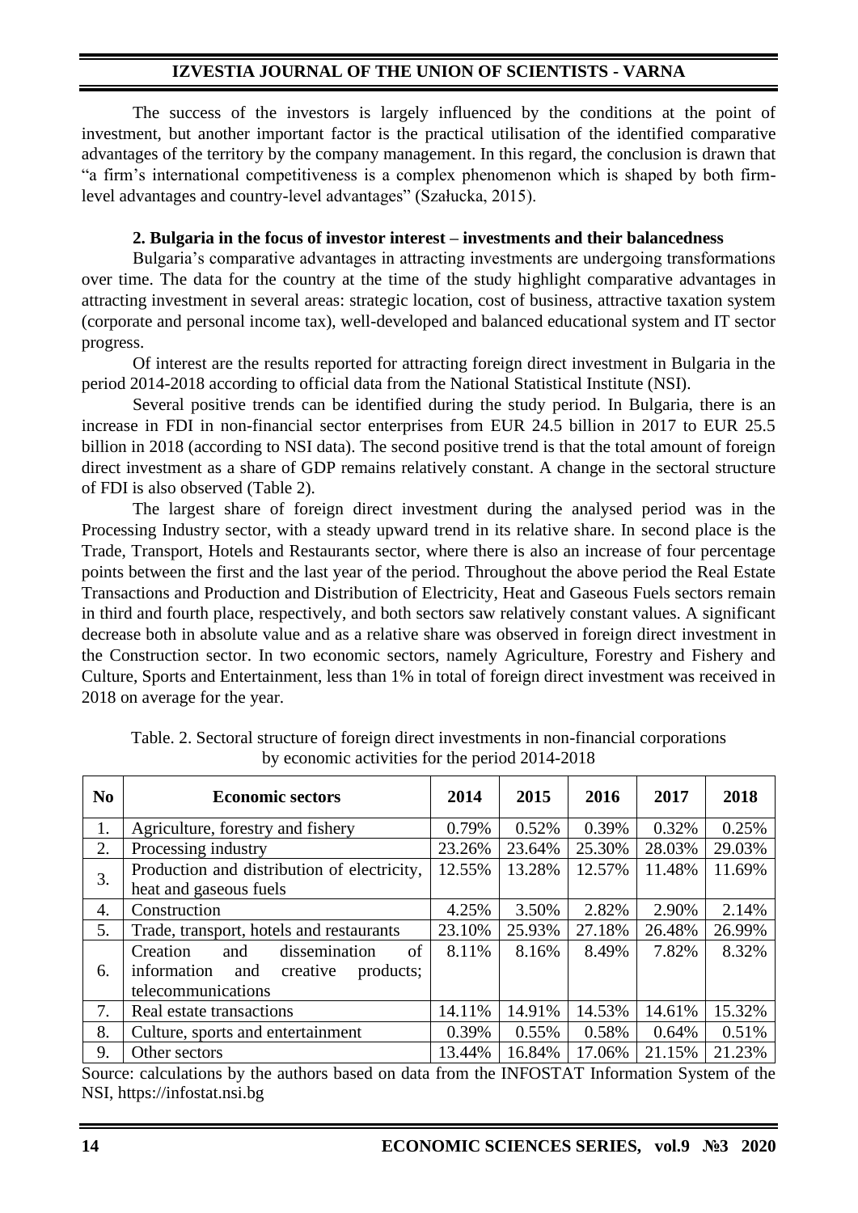The success of the investors is largely influenced by the conditions at the point of investment, but another important factor is the practical utilisation of the identified comparative advantages of the territory by the company management. In this regard, the conclusion is drawn that "a firm's international competitiveness is a complex phenomenon which is shaped by both firm-level advantages and country-level advantages" (Szałucka, 2015).

## 2. Bulgaria in the focus of investor interest – investments and their balancedness

Bulgaria's comparative advantages in attracting investments are undergoing transformations over time. The data for the country at the time of the study highlight comparative advantages in attracting investment in several areas: strategic location, cost of business, attractive taxation system (corporate and personal income tax), well-developed and balanced educational system and IT sector progress.

Of interest are the results reported for attracting foreign direct investment in Bulgaria in the period 2014-2018 according to official data from the National Statistical Institute (NSI).

Several positive trends can be identified during the study period. In Bulgaria, there is an increase in FDI in non-financial sector enterprises from EUR 24.5 billion in 2017 to EUR 25.5 billion in 2018 (according to NSI data). The second positive trend is that the total amount of foreign direct investment as a share of GDP remains relatively constant. A change in the sectoral structure of FDI is also observed (Table 2).

The largest share of foreign direct investment during the analysed period was in the Processing Industry sector, with a steady upward trend in its relative share. In second place is the Trade, Transport, Hotels and Restaurants sector, where there is also an increase of four percentage points between the first and the last year of the period. Throughout the above period the Real Estate Transactions and Production and Distribution of Electricity, Heat and Gaseous Fuels sectors remain in third and fourth place, respectively, and both sectors saw relatively constant values. A significant decrease both in absolute value and as a relative share was observed in foreign direct investment in the Construction sector. In two economic sectors, namely Agriculture, Forestry and Fishery and Culture, Sports and Entertainment, less than 1% in total of foreign direct investment was received in 2018 on average for the year.

Table. 2. Sectoral structure of foreign direct investments in non-financial corporations by economic activities for the period 2014-2018

| No | Economic sectors | 2014 | 2015 | 2016 | 2017 | 2018 |
|---|---|---|---|---|---|---|
| 1. | Agriculture, forestry and fishery | 0.79% | 0.52% | 0.39% | 0.32% | 0.25% |
| 2. | Processing industry | 23.26% | 23.64% | 25.30% | 28.03% | 29.03% |
| 3. | Production and distribution of electricity, heat and gaseous fuels | 12.55% | 13.28% | 12.57% | 11.48% | 11.69% |
| 4. | Construction | 4.25% | 3.50% | 2.82% | 2.90% | 2.14% |
| 5. | Trade, transport, hotels and restaurants | 23.10% | 25.93% | 27.18% | 26.48% | 26.99% |
| 6. | Creation and dissemination of information and creative products; telecommunications | 8.11% | 8.16% | 8.49% | 7.82% | 8.32% |
| 7. | Real estate transactions | 14.11% | 14.91% | 14.53% | 14.61% | 15.32% |
| 8. | Culture, sports and entertainment | 0.39% | 0.55% | 0.58% | 0.64% | 0.51% |
| 9. | Other sectors | 13.44% | 16.84% | 17.06% | 21.15% | 21.23% |

Source: calculations by the authors based on data from the INFOSTAT Information System of the NSI, https://infostat.nsi.bg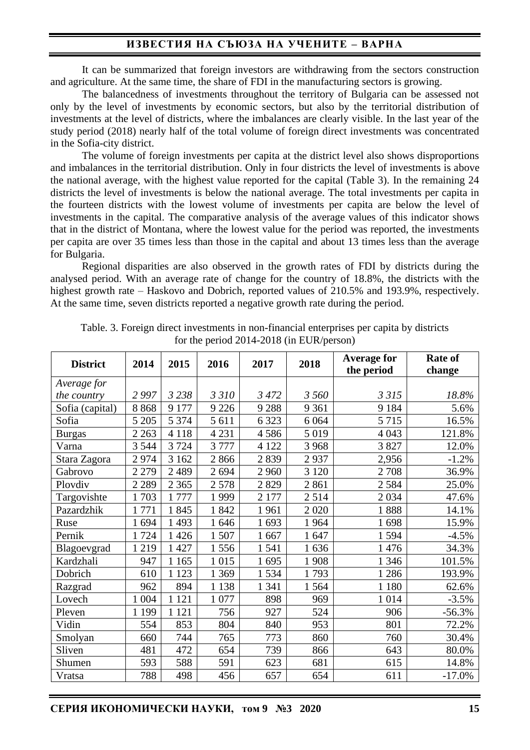It can be summarized that foreign investors are withdrawing from the sectors construction and agriculture. At the same time, the share of FDI in the manufacturing sectors is growing.

The balancedness of investments throughout the territory of Bulgaria can be assessed not only by the level of investments by economic sectors, but also by the territorial distribution of investments at the level of districts, where the imbalances are clearly visible. In the last year of the study period (2018) nearly half of the total volume of foreign direct investments was concentrated in the Sofia-city district.

The volume of foreign investments per capita at the district level also shows disproportions and imbalances in the territorial distribution. Only in four districts the level of investments is above the national average, with the highest value reported for the capital (Table 3). In the remaining 24 districts the level of investments is below the national average. The total investments per capita in the fourteen districts with the lowest volume of investments per capita are below the level of investments in the capital. The comparative analysis of the average values of this indicator shows that in the district of Montana, where the lowest value for the period was reported, the investments per capita are over 35 times less than those in the capital and about 13 times less than the average for Bulgaria.

Regional disparities are also observed in the growth rates of FDI by districts during the analysed period. With an average rate of change for the country of 18.8%, the districts with the highest growth rate – Haskovo and Dobrich, reported values of 210.5% and 193.9%, respectively. At the same time, seven districts reported a negative growth rate during the period.

Table. 3. Foreign direct investments in non-financial enterprises per capita by districts for the period 2014-2018 (in EUR/person)

| District | 2014 | 2015 | 2016 | 2017 | 2018 | Average for the period | Rate of change |
|---|---|---|---|---|---|---|---|
| *Average for the country* | *2 997* | *3 238* | *3 310* | *3 472* | *3 560* | *3 315* | *18.8%* |
| Sofia (capital) | 8 868 | 9 177 | 9 226 | 9 288 | 9 361 | 9 184 | 5.6% |
| Sofia | 5 205 | 5 374 | 5 611 | 6 323 | 6 064 | 5 715 | 16.5% |
| Burgas | 2 263 | 4 118 | 4 231 | 4 586 | 5 019 | 4 043 | 121.8% |
| Varna | 3 544 | 3 724 | 3 777 | 4 122 | 3 968 | 3 827 | 12.0% |
| Stara Zagora | 2 974 | 3 162 | 2 866 | 2 839 | 2 937 | 2,956 | -1.2% |
| Gabrovo | 2 279 | 2 489 | 2 694 | 2 960 | 3 120 | 2 708 | 36.9% |
| Plovdiv | 2 289 | 2 365 | 2 578 | 2 829 | 2 861 | 2 584 | 25.0% |
| Targovishte | 1 703 | 1 777 | 1 999 | 2 177 | 2 514 | 2 034 | 47.6% |
| Pazardzhik | 1 771 | 1 845 | 1 842 | 1 961 | 2 020 | 1 888 | 14.1% |
| Ruse | 1 694 | 1 493 | 1 646 | 1 693 | 1 964 | 1 698 | 15.9% |
| Pernik | 1 724 | 1 426 | 1 507 | 1 667 | 1 647 | 1 594 | -4.5% |
| Blagoevgrad | 1 219 | 1 427 | 1 556 | 1 541 | 1 636 | 1 476 | 34.3% |
| Kardzhali | 947 | 1 165 | 1 015 | 1 695 | 1 908 | 1 346 | 101.5% |
| Dobrich | 610 | 1 123 | 1 369 | 1 534 | 1 793 | 1 286 | 193.9% |
| Razgrad | 962 | 894 | 1 138 | 1 341 | 1 564 | 1 180 | 62.6% |
| Lovech | 1 004 | 1 121 | 1 077 | 898 | 969 | 1 014 | -3.5% |
| Pleven | 1 199 | 1 121 | 756 | 927 | 524 | 906 | -56.3% |
| Vidin | 554 | 853 | 804 | 840 | 953 | 801 | 72.2% |
| Smolyan | 660 | 744 | 765 | 773 | 860 | 760 | 30.4% |
| Sliven | 481 | 472 | 654 | 739 | 866 | 643 | 80.0% |
| Shumen | 593 | 588 | 591 | 623 | 681 | 615 | 14.8% |
| Vratsa | 788 | 498 | 456 | 657 | 654 | 611 | -17.0% |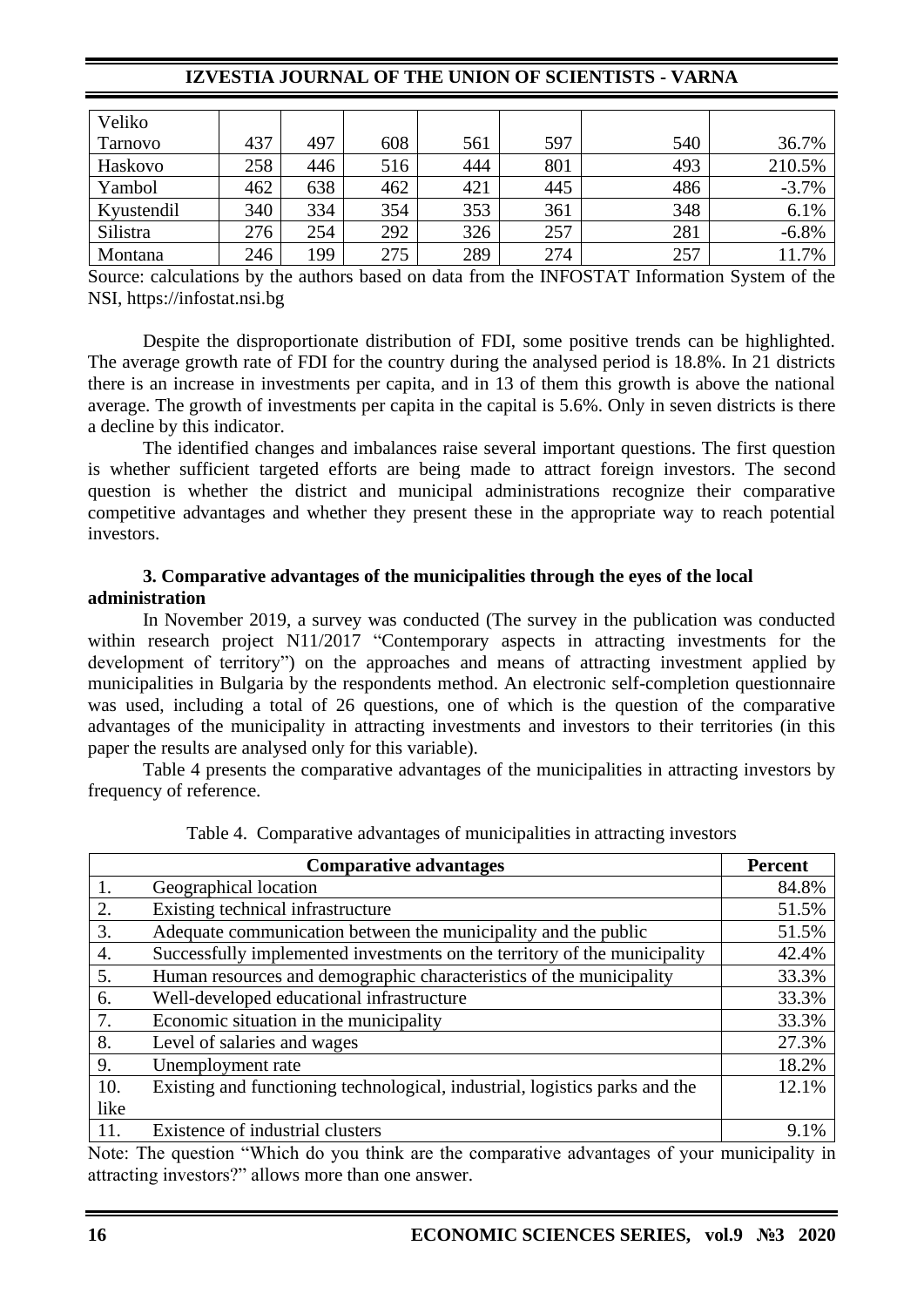| Veliko Tarnovo | 437 | 497 | 608 | 561 | 597 | 540 | 36.7% |
|---|---|---|---|---|---|---|---|
| Haskovo | 258 | 446 | 516 | 444 | 801 | 493 | 210.5% |
| Yambol | 462 | 638 | 462 | 421 | 445 | 486 | -3.7% |
| Kyustendil | 340 | 334 | 354 | 353 | 361 | 348 | 6.1% |
| Silistra | 276 | 254 | 292 | 326 | 257 | 281 | -6.8% |
| Montana | 246 | 199 | 275 | 289 | 274 | 257 | 11.7% |

Source: calculations by the authors based on data from the INFOSTAT Information System of the NSI, https://infostat.nsi.bg

Despite the disproportionate distribution of FDI, some positive trends can be highlighted. The average growth rate of FDI for the country during the analysed period is 18.8%. In 21 districts there is an increase in investments per capita, and in 13 of them this growth is above the national average. The growth of investments per capita in the capital is 5.6%. Only in seven districts is there a decline by this indicator.

The identified changes and imbalances raise several important questions. The first question is whether sufficient targeted efforts are being made to attract foreign investors. The second question is whether the district and municipal administrations recognize their comparative competitive advantages and whether they present these in the appropriate way to reach potential investors.

### 3. Comparative advantages of the municipalities through the eyes of the local administration

In November 2019, a survey was conducted (The survey in the publication was conducted within research project N11/2017 "Contemporary aspects in attracting investments for the development of territory") on the approaches and means of attracting investment applied by municipalities in Bulgaria by the respondents method. An electronic self-completion questionnaire was used, including a total of 26 questions, one of which is the question of the comparative advantages of the municipality in attracting investments and investors to their territories (in this paper the results are analysed only for this variable).

Table 4 presents the comparative advantages of the municipalities in attracting investors by frequency of reference.

Table 4. Comparative advantages of municipalities in attracting investors

| | **Comparative advantages** | **Percent** |
|---|---|---|
| 1. | Geographical location | 84.8% |
| 2. | Existing technical infrastructure | 51.5% |
| 3. | Adequate communication between the municipality and the public | 51.5% |
| 4. | Successfully implemented investments on the territory of the municipality | 42.4% |
| 5. | Human resources and demographic characteristics of the municipality | 33.3% |
| 6. | Well-developed educational infrastructure | 33.3% |
| 7. | Economic situation in the municipality | 33.3% |
| 8. | Level of salaries and wages | 27.3% |
| 9. | Unemployment rate | 18.2% |
| 10. | Existing and functioning technological, industrial, logistics parks and the like | 12.1% |
| 11. | Existence of industrial clusters | 9.1% |

Note: The question "Which do you think are the comparative advantages of your municipality in attracting investors?" allows more than one answer.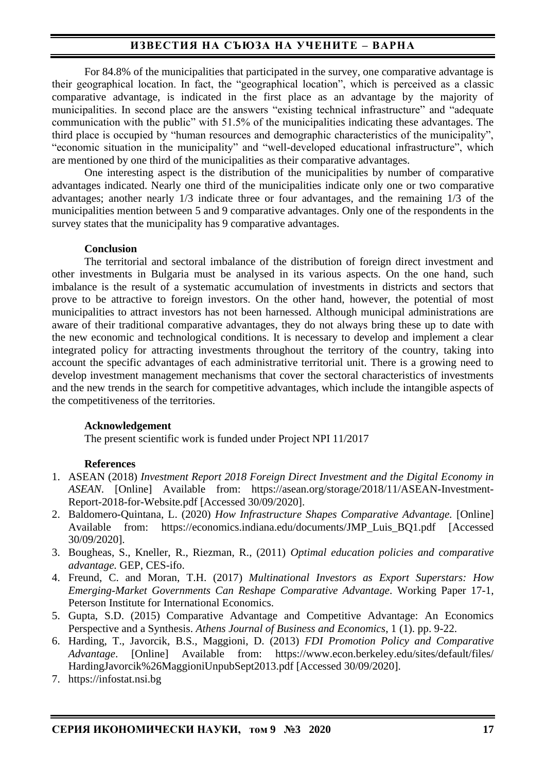For 84.8% of the municipalities that participated in the survey, one comparative advantage is their geographical location. In fact, the "geographical location", which is perceived as a classic comparative advantage, is indicated in the first place as an advantage by the majority of municipalities. In second place are the answers "existing technical infrastructure" and "adequate communication with the public" with 51.5% of the municipalities indicating these advantages. The third place is occupied by "human resources and demographic characteristics of the municipality", "economic situation in the municipality" and "well-developed educational infrastructure", which are mentioned by one third of the municipalities as their comparative advantages.

One interesting aspect is the distribution of the municipalities by number of comparative advantages indicated. Nearly one third of the municipalities indicate only one or two comparative advantages; another nearly 1/3 indicate three or four advantages, and the remaining 1/3 of the municipalities mention between 5 and 9 comparative advantages. Only one of the respondents in the survey states that the municipality has 9 comparative advantages.

**Conclusion**

The territorial and sectoral imbalance of the distribution of foreign direct investment and other investments in Bulgaria must be analysed in its various aspects. On the one hand, such imbalance is the result of a systematic accumulation of investments in districts and sectors that prove to be attractive to foreign investors. On the other hand, however, the potential of most municipalities to attract investors has not been harnessed. Although municipal administrations are aware of their traditional comparative advantages, they do not always bring these up to date with the new economic and technological conditions. It is necessary to develop and implement a clear integrated policy for attracting investments throughout the territory of the country, taking into account the specific advantages of each administrative territorial unit. There is a growing need to develop investment management mechanisms that cover the sectoral characteristics of investments and the new trends in the search for competitive advantages, which include the intangible aspects of the competitiveness of the territories.

**Acknowledgement**

The present scientific work is funded under Project NPI 11/2017

**References**

1. ASEAN (2018) *Investment Report 2018 Foreign Direct Investment and the Digital Economy in ASEAN.* [Online] Available from: https://asean.org/storage/2018/11/ASEAN-Investment-Report-2018-for-Website.pdf [Accessed 30/09/2020].
2. Baldomero-Quintana, L. (2020) *How Infrastructure Shapes Comparative Advantage.* [Online] Available from: https://economics.indiana.edu/documents/JMP_Luis_BQ1.pdf [Accessed 30/09/2020].
3. Bougheas, S., Kneller, R., Riezman, R., (2011) *Optimal education policies and comparative advantage.* GEP, CES-ifo.
4. Freund, C. and Moran, T.H. (2017) *Multinational Investors as Export Superstars: How Emerging-Market Governments Can Reshape Comparative Advantage*. Working Paper 17-1, Peterson Institute for International Economics.
5. Gupta, S.D. (2015) Comparative Advantage and Competitive Advantage: An Economics Perspective and a Synthesis. *Athens Journal of Business and Economics*, 1 (1). pp. 9-22.
6. Harding, T., Javorcik, B.S., Maggioni, D. (2013) *FDI Promotion Policy and Comparative Advantage*. [Online] Available from: https://www.econ.berkeley.edu/sites/default/files/HardingJavorcik%26MaggioniUnpubSept2013.pdf [Accessed 30/09/2020].
7. https://infostat.nsi.bg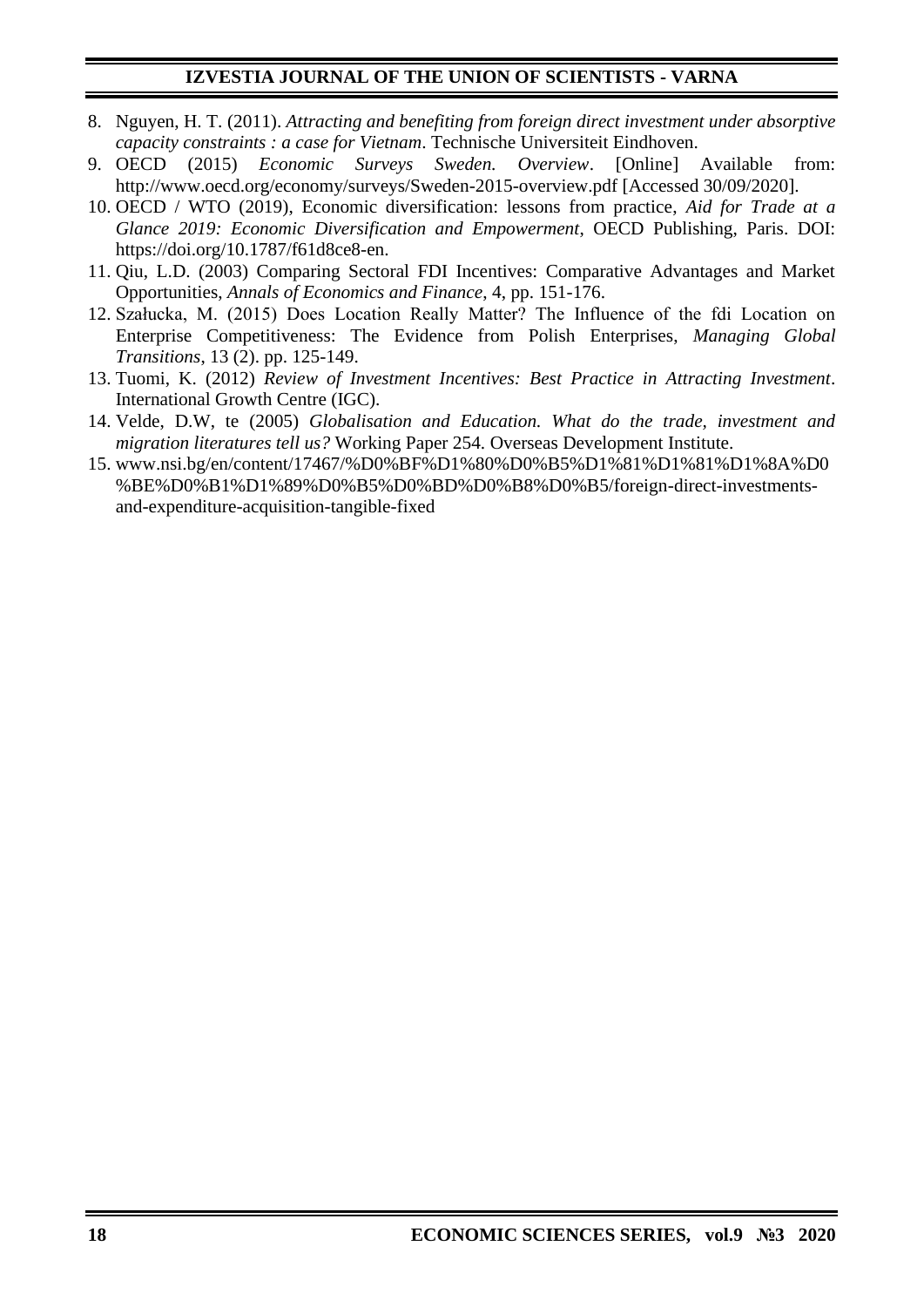8. Nguyen, H. T. (2011). *Attracting and benefiting from foreign direct investment under absorptive capacity constraints : a case for Vietnam*. Technische Universiteit Eindhoven.
9. OECD (2015) *Economic Surveys Sweden. Overview*. [Online] Available from: http://www.oecd.org/economy/surveys/Sweden-2015-overview.pdf [Accessed 30/09/2020].
10. OECD / WTO (2019), Economic diversification: lessons from practice, *Aid for Trade at a Glance 2019: Economic Diversification and Empowerment*, OECD Publishing, Paris. DOI: https://doi.org/10.1787/f61d8ce8-en.
11. Qiu, L.D. (2003) Comparing Sectoral FDI Incentives: Comparative Advantages and Market Opportunities, *Annals of Economics and Finance*, 4, pp. 151-176.
12. Szałucka, M. (2015) Does Location Really Matter? The Influence of the fdi Location on Enterprise Competitiveness: The Evidence from Polish Enterprises, *Managing Global Transitions*, 13 (2). pp. 125-149.
13. Tuomi, K. (2012) *Review of Investment Incentives: Best Practice in Attracting Investment*. International Growth Centre (IGC).
14. Velde, D.W, te (2005) *Globalisation and Education. What do the trade, investment and migration literatures tell us?* Working Paper 254. Overseas Development Institute.
15. www.nsi.bg/en/content/17467/%D0%BF%D1%80%D0%B5%D1%81%D1%81%D1%8A%D0%BE%D0%B1%D1%89%D0%B5%D0%BD%D0%B8%D0%B5/foreign-direct-investments-and-expenditure-acquisition-tangible-fixed